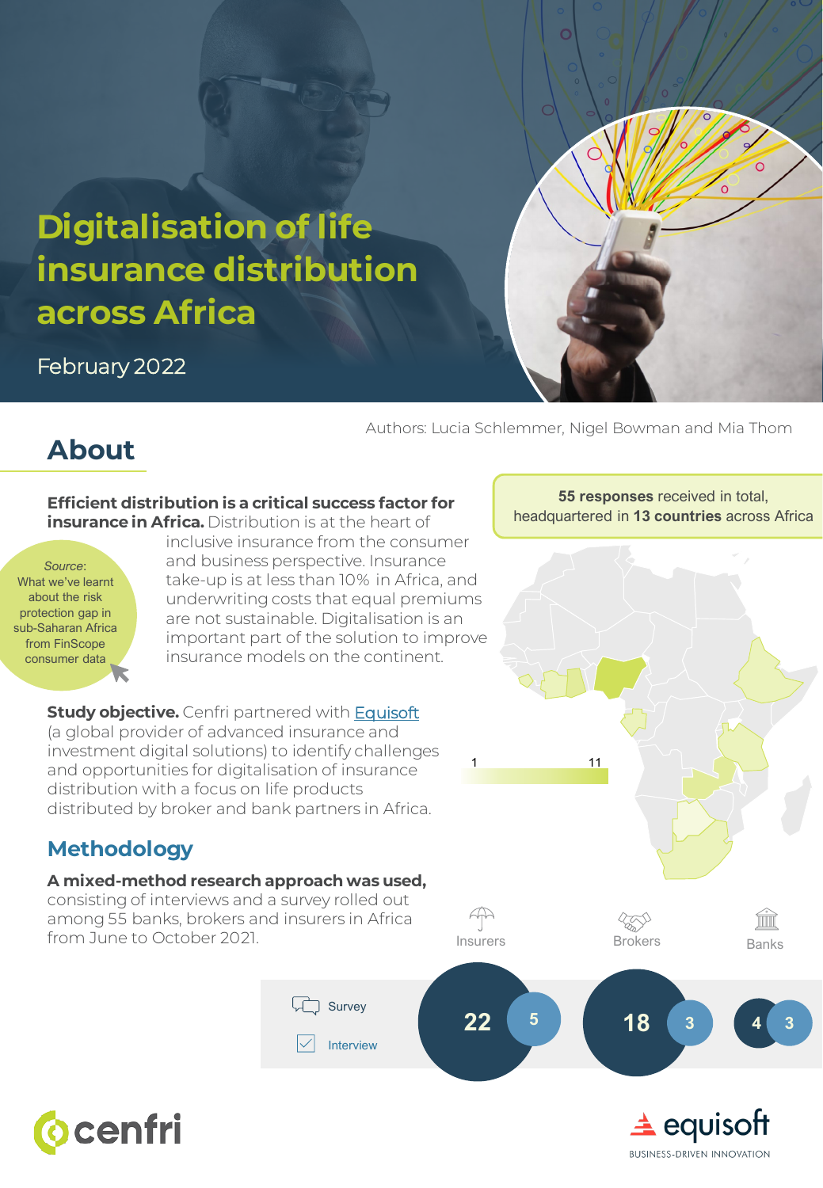# Digitalisation of life insurance distribution across Africa

February 2022

Authors: Lucia Schlemmer, Nigel Bowman and Mia Thom

## About

**Efficient distribution is a critical success factor for insurance in Africa.** Distribution is at the heart of inclusive insurance from the consumer and business perspective. Insurance take-up is at less than 10% in Africa, and underwriting costs that equal premiums are not sustainable. Digitalisation is an important part of the solution to improve insurance models on the continent.

*Source*: What we've learnt about the risk protection gap in sub-Saharan Africa from FinScope consumer data

**55 responses** received in total, headquartered in **13 countries** across Africa

1 — 11

**Study objective.** Cenfri partnered with Equisoft (a global provider of advanced insurance and investment digital solutions) to identify challenges and opportunities for digitalisation of insurance distribution with a focus on life products distributed by broker and bank partners in Africa.

## Methodology

**A mixed-method research approach was used,** consisting of interviews and a survey rolled out among 55 banks, brokers and insurers in Africa from June to October 2021.

| | Insurers | Brokers | Banks |
|---|---|---|---|
| Survey | 22 | 18 | 4 |
| Interview | 5 | 3 | 3 |

cenfri

equisoft — BUSINESS-DRIVEN INNOVATION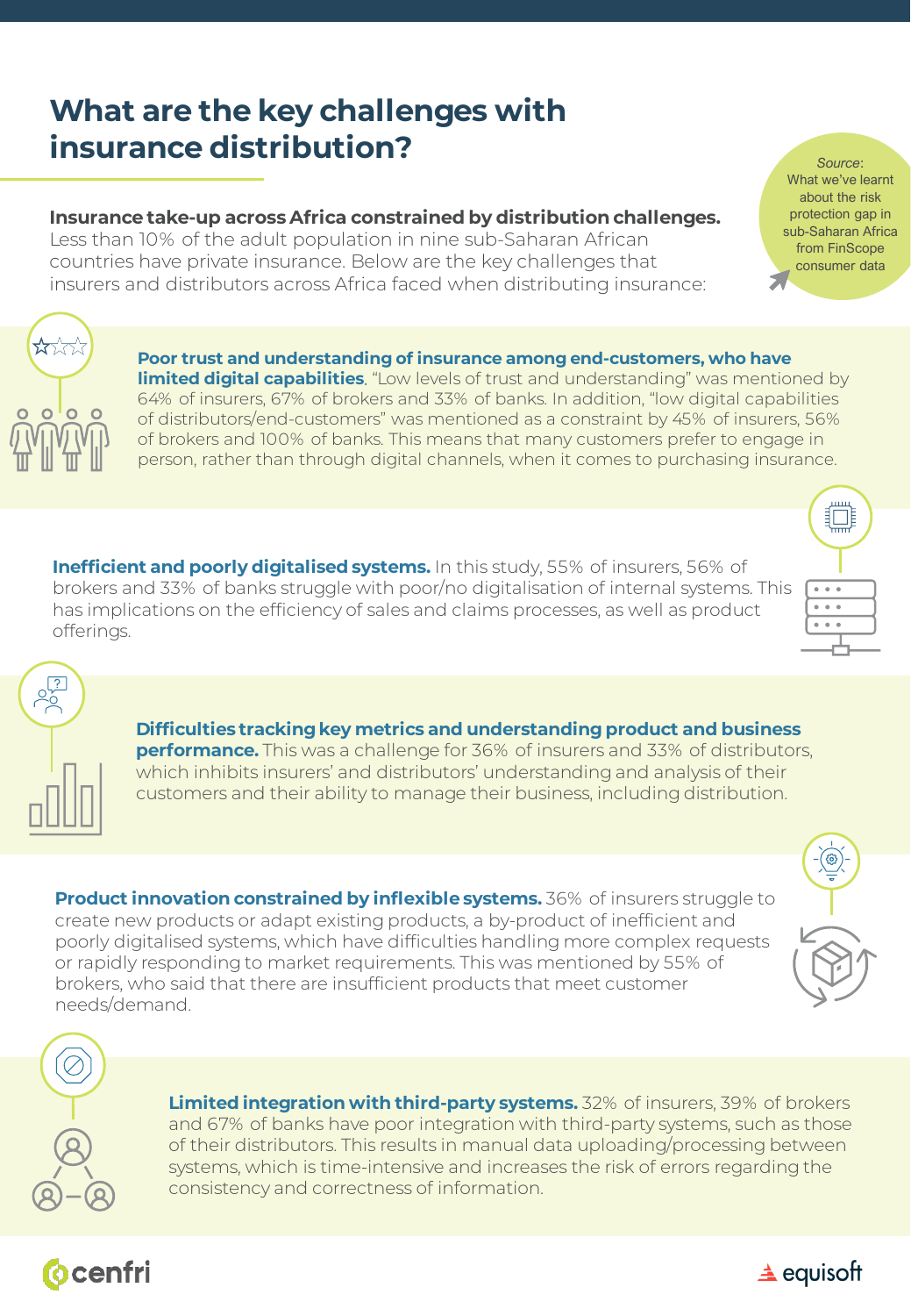# What are the key challenges with insurance distribution?

*Source*: What we've learnt about the risk protection gap in sub-Saharan Africa from FinScope consumer data

**Insurance take-up across Africa constrained by distribution challenges.** Less than 10% of the adult population in nine sub-Saharan African countries have private insurance. Below are the key challenges that insurers and distributors across Africa faced when distributing insurance:

**Poor trust and understanding of insurance among end-customers, who have limited digital capabilities**. "Low levels of trust and understanding" was mentioned by 64% of insurers, 67% of brokers and 33% of banks. In addition, "low digital capabilities of distributors/end-customers" was mentioned as a constraint by 45% of insurers, 56% of brokers and 100% of banks. This means that many customers prefer to engage in person, rather than through digital channels, when it comes to purchasing insurance.

**Inefficient and poorly digitalised systems.** In this study, 55% of insurers, 56% of brokers and 33% of banks struggle with poor/no digitalisation of internal systems. This has implications on the efficiency of sales and claims processes, as well as product offerings.

**Difficulties tracking key metrics and understanding product and business performance.** This was a challenge for 36% of insurers and 33% of distributors, which inhibits insurers' and distributors' understanding and analysis of their customers and their ability to manage their business, including distribution.

**Product innovation constrained by inflexible systems.** 36% of insurers struggle to create new products or adapt existing products, a by-product of inefficient and poorly digitalised systems, which have difficulties handling more complex requests or rapidly responding to market requirements. This was mentioned by 55% of brokers, who said that there are insufficient products that meet customer needs/demand.

**Limited integration with third-party systems.** 32% of insurers, 39% of brokers and 67% of banks have poor integration with third-party systems, such as those of their distributors. This results in manual data uploading/processing between systems, which is time-intensive and increases the risk of errors regarding the consistency and correctness of information.

cenfri

equisoft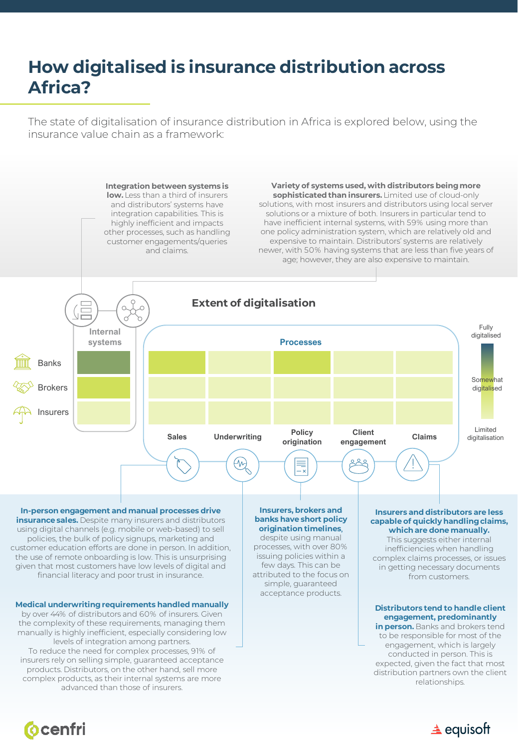# How digitalised is insurance distribution across Africa?

The state of digitalisation of insurance distribution in Africa is explored below, using the insurance value chain as a framework:

**Integration between systems is low.** Less than a third of insurers and distributors' systems have integration capabilities. This is highly inefficient and impacts other processes, such as handling customer engagements/queries and claims.

**Variety of systems used, with distributors being more sophisticated than insurers.** Limited use of cloud-only solutions, with most insurers and distributors using local server solutions or a mixture of both. Insurers in particular tend to have inefficient internal systems, with 59% using more than one policy administration system, which are relatively old and expensive to maintain. Distributors' systems are relatively newer, with 50% having systems that are less than five years of age; however, they are also expensive to maintain.

## Extent of digitalisation

Internal systems

Processes

Banks

Brokers

Insurers

Sales | Underwriting | Policy origination | Client engagement | Claims

Fully digitalised

Somewhat digitalised

Limited digitalisation

**In-person engagement and manual processes drive insurance sales.** Despite many insurers and distributors using digital channels (e.g. mobile or web-based) to sell policies, the bulk of policy signups, marketing and customer education efforts are done in person. In addition, the use of remote onboarding is low. This is unsurprising given that most customers have low levels of digital and financial literacy and poor trust in insurance.

**Medical underwriting requirements handled manually** by over 44% of distributors and 60% of insurers. Given the complexity of these requirements, managing them manually is highly inefficient, especially considering low levels of integration among partners.
To reduce the need for complex processes, 91% of insurers rely on selling simple, guaranteed acceptance products. Distributors, on the other hand, sell more complex products, as their internal systems are more advanced than those of insurers.

**Insurers, brokers and banks have short policy origination timelines,** despite using manual processes, with over 80% issuing policies within a few days. This can be attributed to the focus on simple, guaranteed acceptance products.

**Insurers and distributors are less capable of quickly handling claims, which are done manually.** This suggests either internal inefficiencies when handling complex claims processes, or issues in getting necessary documents from customers.

**Distributors tend to handle client engagement, predominantly in person.** Banks and brokers tend to be responsible for most of the engagement, which is largely conducted in person. This is expected, given the fact that most distribution partners own the client relationships.

cenfri

equisoft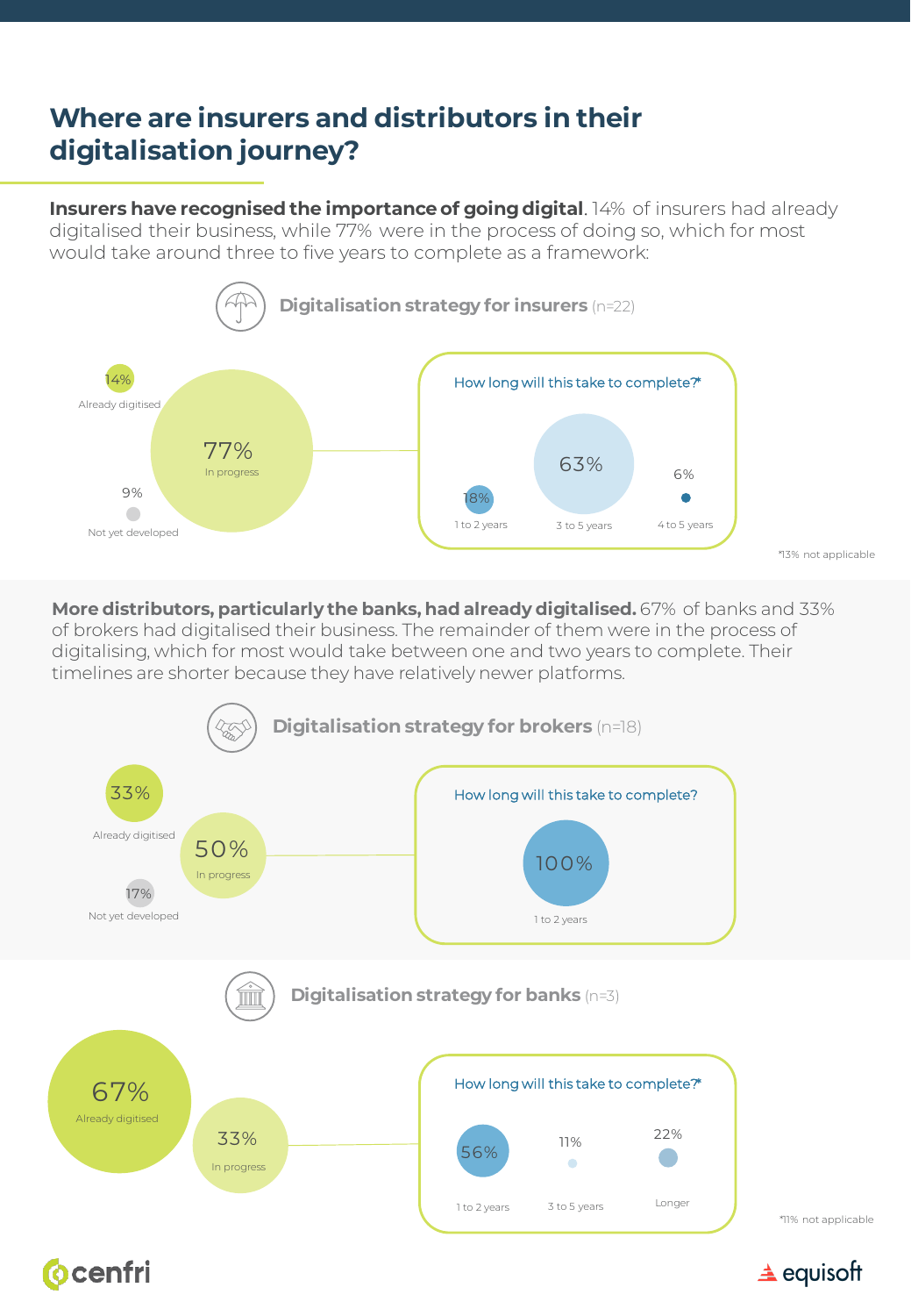# Where are insurers and distributors in their digitalisation journey?

**Insurers have recognised the importance of going digital**. 14% of insurers had already digitalised their business, while 77% were in the process of doing so, which for most would take around three to five years to complete as a framework:

### Digitalisation strategy for insurers (n=22)

- 14% Already digitised
- 77% In progress
- 9% Not yet developed

How long will this take to complete?*

- 18% 1 to 2 years
- 63% 3 to 5 years
- 6% 4 to 5 years

*13% not applicable

**More distributors, particularly the banks, had already digitalised.** 67% of banks and 33% of brokers had digitalised their business. The remainder of them were in the process of digitalising, which for most would take between one and two years to complete. Their timelines are shorter because they have relatively newer platforms.

### Digitalisation strategy for brokers (n=18)

- 33% Already digitised
- 50% In progress
- 17% Not yet developed

How long will this take to complete?

- 100% 1 to 2 years

### Digitalisation strategy for banks (n=3)

- 67% Already digitised
- 33% In progress

How long will this take to complete?*

- 56% 1 to 2 years
- 11% 3 to 5 years
- 22% Longer

*11% not applicable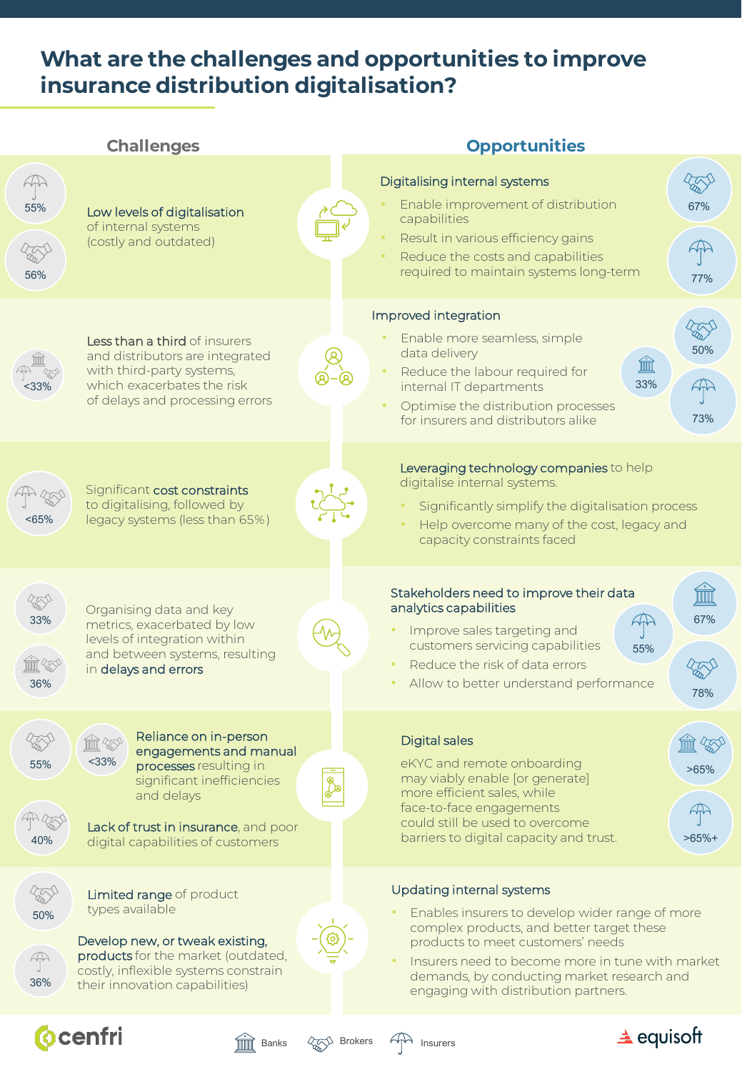# What are the challenges and opportunities to improve insurance distribution digitalisation?

## Challenges

**Low levels of digitalisation** of internal systems (costly and outdated)
- Insurers: 55%
- Brokers: 56%

**Less than a third** of insurers and distributors are integrated with third-party systems, which exacerbates the risk of delays and processing errors
- Banks, Insurers, Brokers: <33%

Significant **cost constraints** to digitalising, followed by legacy systems (less than 65%)
- Insurers, Brokers: <65%

Organising data and key metrics, exacerbated by low levels of integration within and between systems, resulting in **delays and errors**
- Brokers: 33%
- Banks, Brokers: 36%

**Reliance on in-person engagements and manual processes** resulting in significant inefficiencies and delays
- Brokers: 55%
- Banks, Brokers: <33%

**Lack of trust in insurance**, and poor digital capabilities of customers
- Insurers, Brokers: 40%

**Limited range** of product types available
- Brokers: 50%

**Develop new, or tweak existing, products** for the market (outdated, costly, inflexible systems constrain their innovation capabilities)
- Insurers: 36%

## Opportunities

### Digitalising internal systems
- Enable improvement of distribution capabilities
- Result in various efficiency gains
- Reduce the costs and capabilities required to maintain systems long-term

Brokers: 67% · Insurers: 77%

### Improved integration
- Enable more seamless, simple data delivery
- Reduce the labour required for internal IT departments
- Optimise the distribution processes for insurers and distributors alike

Brokers: 50% · Banks: 33% · Insurers: 73%

### Leveraging technology companies to help digitalise internal systems.
- Significantly simplify the digitalisation process
- Help overcome many of the cost, legacy and capacity constraints faced

### Stakeholders need to improve their data analytics capabilities
- Improve sales targeting and customers servicing capabilities
- Reduce the risk of data errors
- Allow to better understand performance

Banks: 67% · Insurers: 55% · Brokers: 78%

### Digital sales
eKYC and remote onboarding may viably enable [or generate] more efficient sales, while face-to-face engagements could still be used to overcome barriers to digital capacity and trust.

Banks, Brokers: >65% · Insurers: >65%+

### Updating internal systems
- Enables insurers to develop wider range of more complex products, and better target these products to meet customers' needs
- Insurers need to become more in tune with market demands, by conducting market research and engaging with distribution partners.

Legend: Banks · Brokers · Insurers

cenfri · equisoft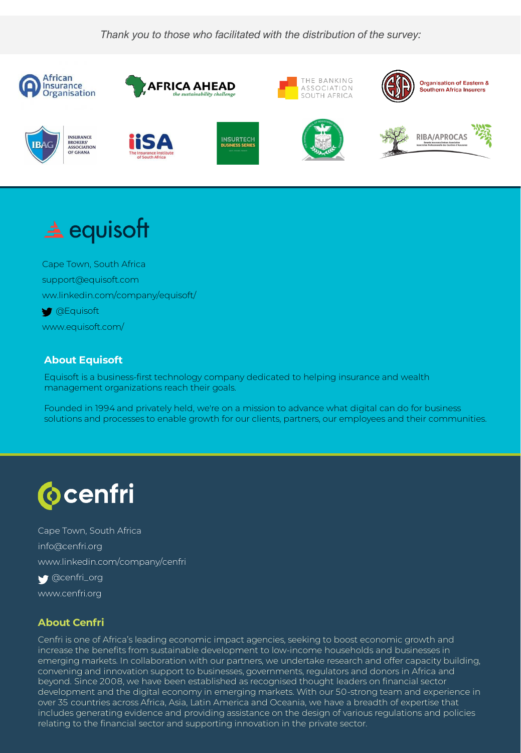*Thank you to those who facilitated with the distribution of the survey:*

African Insurance Organisation

AFRICA AHEAD *the sustainability challenge*

THE BANKING ASSOCIATION SOUTH AFRICA

Organisation of Eastern & Southern Africa Insurers

IBAG INSURANCE BROKERS' ASSOCIATION OF GHANA

iiSA The Insurance Institute of South Africa

INSURTECH BUSINESS SERIES

NCRIB

RIBA/APROCAS

# equisoft

Cape Town, South Africa

support@equisoft.com

ww.linkedin.com/company/equisoft/

@Equisoft

www.equisoft.com/

## About Equisoft

Equisoft is a business-first technology company dedicated to helping insurance and wealth management organizations reach their goals.

Founded in 1994 and privately held, we're on a mission to advance what digital can do for business solutions and processes to enable growth for our clients, partners, our employees and their communities.

# cenfri

Cape Town, South Africa

info@cenfri.org

www.linkedin.com/company/cenfri

@cenfri_org

www.cenfri.org

## About Cenfri

Cenfri is one of Africa's leading economic impact agencies, seeking to boost economic growth and increase the benefits from sustainable development to low-income households and businesses in emerging markets. In collaboration with our partners, we undertake research and offer capacity building, convening and innovation support to businesses, governments, regulators and donors in Africa and beyond. Since 2008, we have been established as recognised thought leaders on financial sector development and the digital economy in emerging markets. With our 50-strong team and experience in over 35 countries across Africa, Asia, Latin America and Oceania, we have a breadth of expertise that includes generating evidence and providing assistance on the design of various regulations and policies relating to the financial sector and supporting innovation in the private sector.